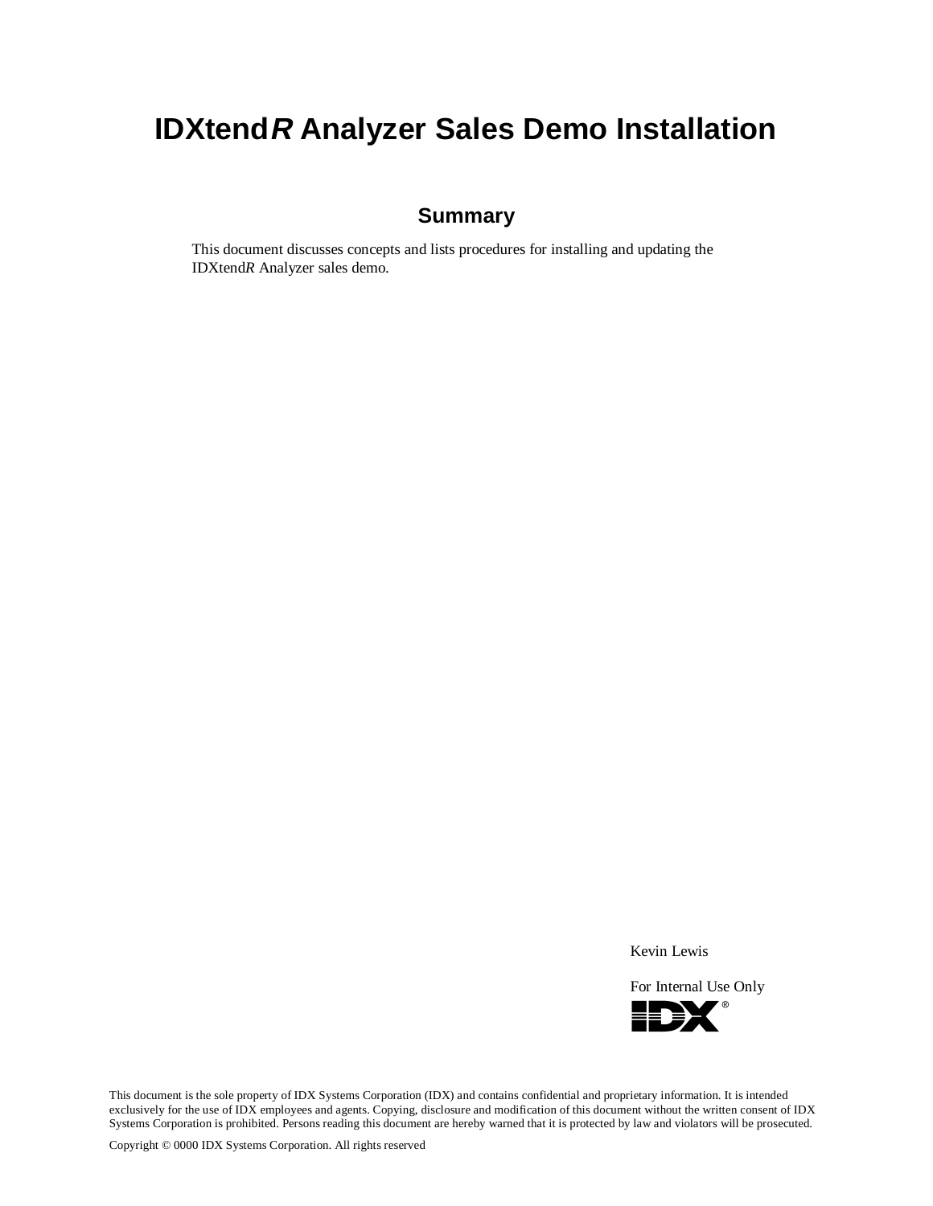# IDXtend*R* Analyzer Sales Demo Installation

## Summary

This document discusses concepts and lists procedures for installing and updating the IDXtend*R* Analyzer sales demo.

Kevin Lewis

For Internal Use Only

IDX®

This document is the sole property of IDX Systems Corporation (IDX) and contains confidential and proprietary information. It is intended exclusively for the use of IDX employees and agents. Copying, disclosure and modification of this document without the written consent of IDX Systems Corporation is prohibited. Persons reading this document are hereby warned that it is protected by law and violators will be prosecuted.

Copyright © 0000 IDX Systems Corporation. All rights reserved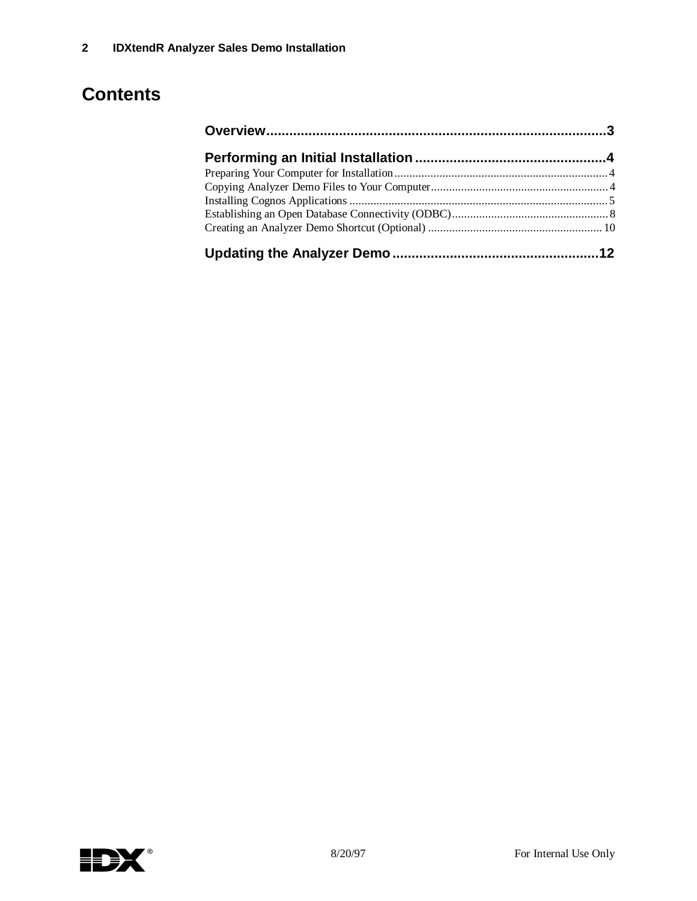# Contents

**Overview** ........................................................................................ **3**

**Performing an Initial Installation** ................................................. **4**

Preparing Your Computer for Installation ........................................................ 4
Copying Analyzer Demo Files to Your Computer ............................................. 4
Installing Cognos Applications ........................................................................ 5
Establishing an Open Database Connectivity (ODBC) ...................................... 8
Creating an Analyzer Demo Shortcut (Optional) ............................................. 10

**Updating the Analyzer Demo** ...................................................... **12**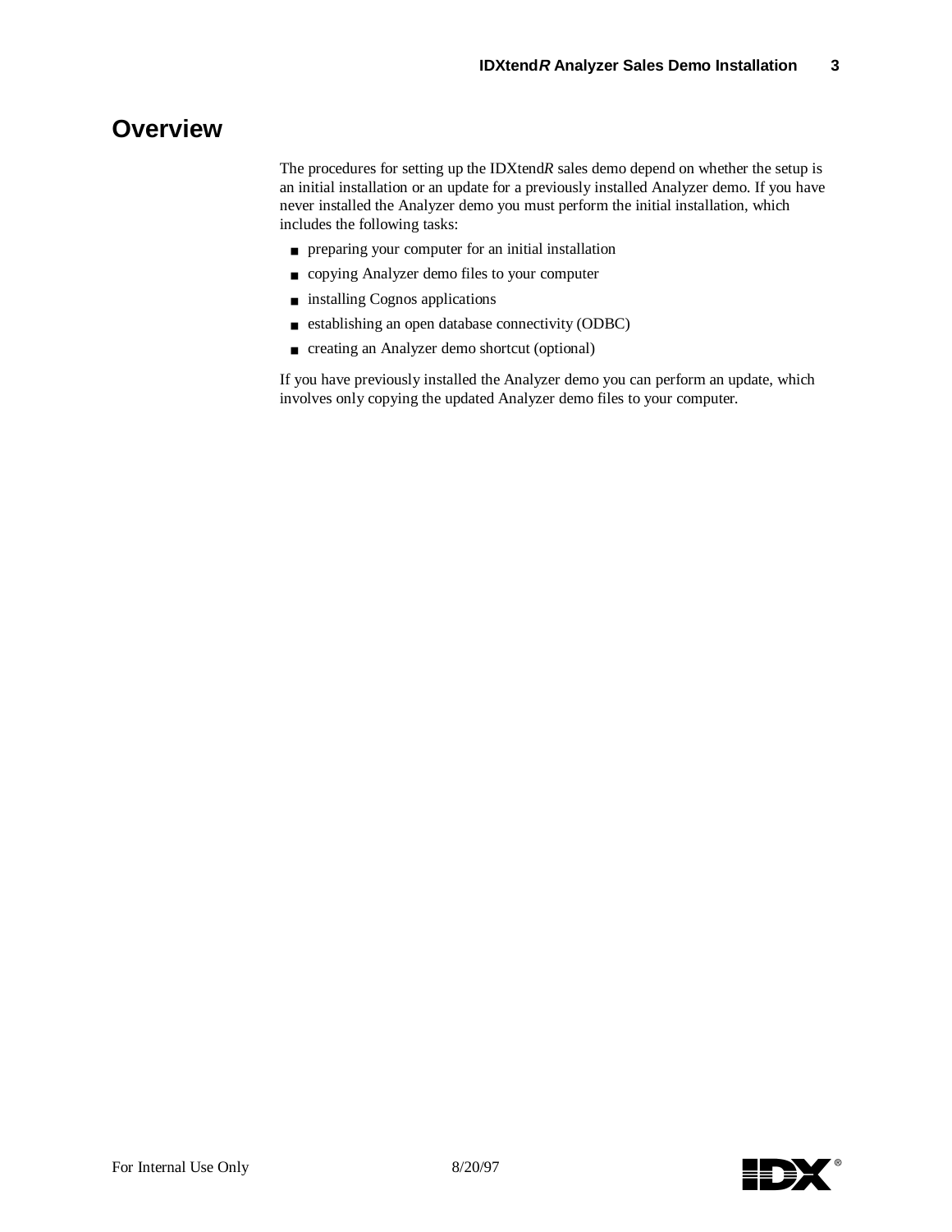# Overview

The procedures for setting up the IDXtend*R* sales demo depend on whether the setup is an initial installation or an update for a previously installed Analyzer demo. If you have never installed the Analyzer demo you must perform the initial installation, which includes the following tasks:

- preparing your computer for an initial installation
- copying Analyzer demo files to your computer
- installing Cognos applications
- establishing an open database connectivity (ODBC)
- creating an Analyzer demo shortcut (optional)

If you have previously installed the Analyzer demo you can perform an update, which involves only copying the updated Analyzer demo files to your computer.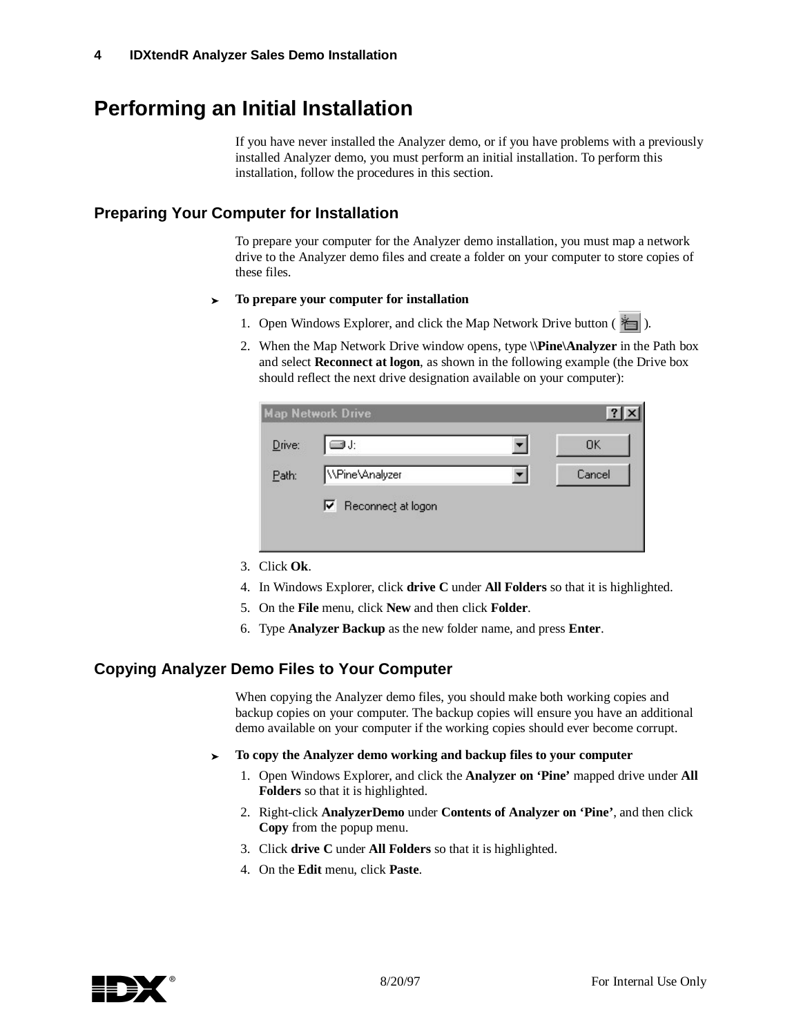# Performing an Initial Installation

If you have never installed the Analyzer demo, or if you have problems with a previously installed Analyzer demo, you must perform an initial installation. To perform this installation, follow the procedures in this section.

## Preparing Your Computer for Installation

To prepare your computer for the Analyzer demo installation, you must map a network drive to the Analyzer demo files and create a folder on your computer to store copies of these files.

➤ **To prepare your computer for installation**

1. Open Windows Explorer, and click the Map Network Drive button ( ).
2. When the Map Network Drive window opens, type **\\Pine\Analyzer** in the Path box and select **Reconnect at logon**, as shown in the following example (the Drive box should reflect the next drive designation available on your computer):

   Map Network Drive
   Drive: J:
   Path: \\Pine\Analyzer
   Reconnect at logon
   OK
   Cancel

3. Click **Ok**.
4. In Windows Explorer, click **drive C** under **All Folders** so that it is highlighted.
5. On the **File** menu, click **New** and then click **Folder**.
6. Type **Analyzer Backup** as the new folder name, and press **Enter**.

## Copying Analyzer Demo Files to Your Computer

When copying the Analyzer demo files, you should make both working copies and backup copies on your computer. The backup copies will ensure you have an additional demo available on your computer if the working copies should ever become corrupt.

➤ **To copy the Analyzer demo working and backup files to your computer**

1. Open Windows Explorer, and click the **Analyzer on 'Pine'** mapped drive under **All Folders** so that it is highlighted.
2. Right-click **AnalyzerDemo** under **Contents of Analyzer on 'Pine'**, and then click **Copy** from the popup menu.
3. Click **drive C** under **All Folders** so that it is highlighted.
4. On the **Edit** menu, click **Paste**.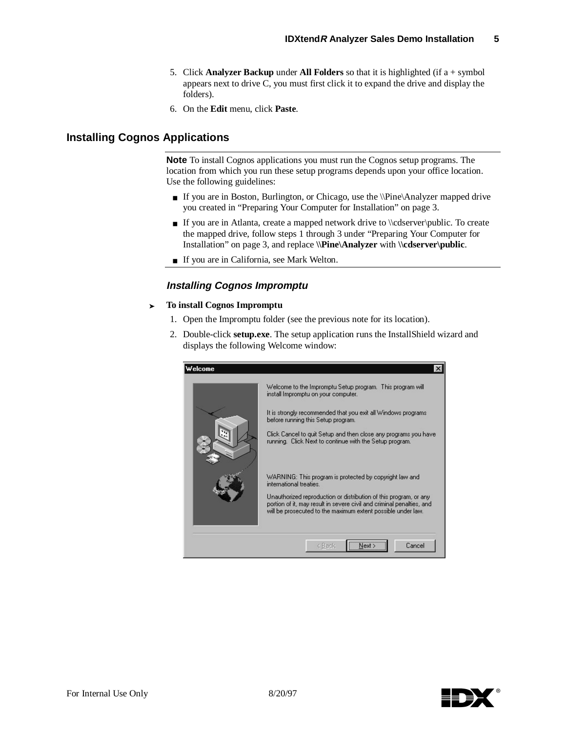5. Click **Analyzer Backup** under **All Folders** so that it is highlighted (if a + symbol appears next to drive C, you must first click it to expand the drive and display the folders).
6. On the **Edit** menu, click **Paste**.

## Installing Cognos Applications

**Note** To install Cognos applications you must run the Cognos setup programs. The location from which you run these setup programs depends upon your office location. Use the following guidelines:

- If you are in Boston, Burlington, or Chicago, use the \\Pine\Analyzer mapped drive you created in "Preparing Your Computer for Installation" on page 3.
- If you are in Atlanta, create a mapped network drive to \\cdserver\public. To create the mapped drive, follow steps 1 through 3 under "Preparing Your Computer for Installation" on page 3, and replace **\\Pine\Analyzer** with **\\cdserver\public**.
- If you are in California, see Mark Welton.

### *Installing Cognos Impromptu*

➤ **To install Cognos Impromptu**

1. Open the Impromptu folder (see the previous note for its location).
2. Double-click **setup.exe**. The setup application runs the InstallShield wizard and displays the following Welcome window:

Welcome

Welcome to the Impromptu Setup program. This program will install Impromptu on your computer.

It is strongly recommended that you exit all Windows programs before running this Setup program.

Click Cancel to quit Setup and then close any programs you have running. Click Next to continue with the Setup program.

WARNING: This program is protected by copyright law and international treaties.

Unauthorized reproduction or distribution of this program, or any portion of it, may result in severe civil and criminal penalties, and will be prosecuted to the maximum extent possible under law.

< Back | Next > | Cancel

For Internal Use Only 8/20/97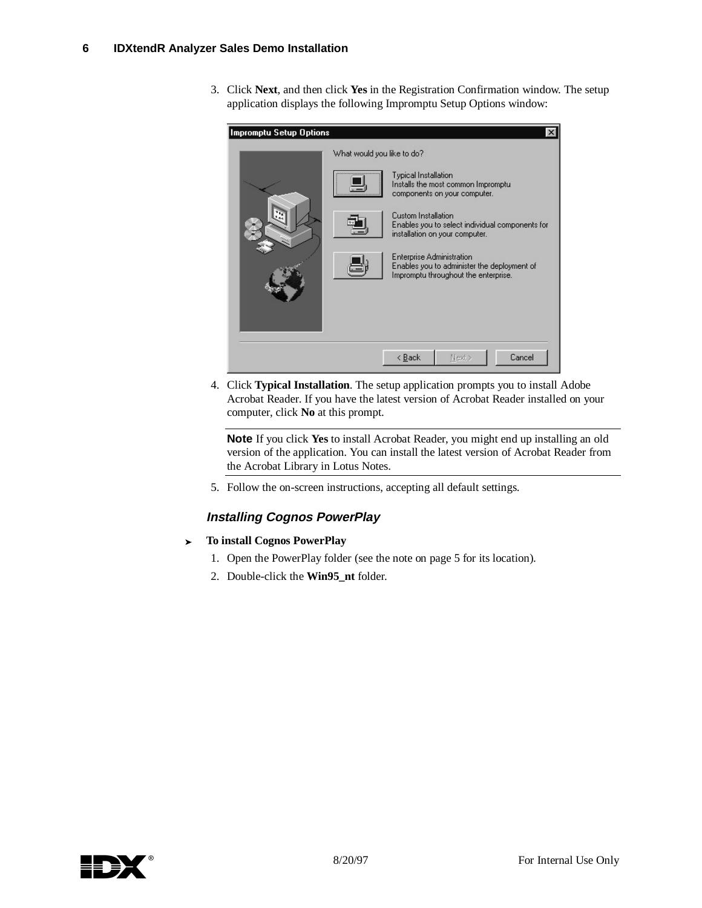3. Click **Next**, and then click **Yes** in the Registration Confirmation window. The setup application displays the following Impromptu Setup Options window:

4. Click **Typical Installation**. The setup application prompts you to install Adobe Acrobat Reader. If you have the latest version of Acrobat Reader installed on your computer, click **No** at this prompt.

**Note** If you click **Yes** to install Acrobat Reader, you might end up installing an old version of the application. You can install the latest version of Acrobat Reader from the Acrobat Library in Lotus Notes.

5. Follow the on-screen instructions, accepting all default settings.

### *Installing Cognos PowerPlay*

➤ **To install Cognos PowerPlay**

1. Open the PowerPlay folder (see the note on page 5 for its location).
2. Double-click the **Win95_nt** folder.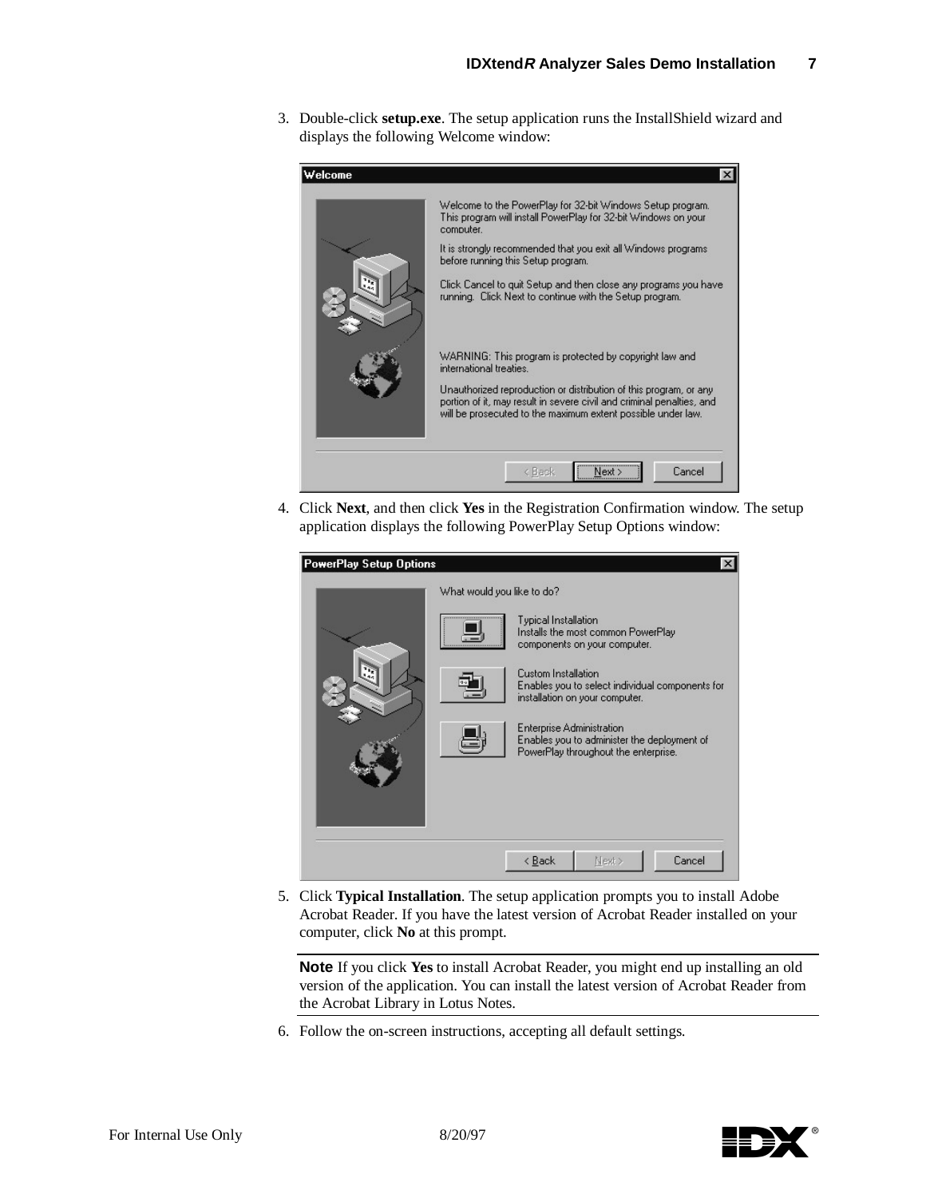3. Double-click **setup.exe**. The setup application runs the InstallShield wizard and displays the following Welcome window:

4. Click **Next**, and then click **Yes** in the Registration Confirmation window. The setup application displays the following PowerPlay Setup Options window:

5. Click **Typical Installation**. The setup application prompts you to install Adobe Acrobat Reader. If you have the latest version of Acrobat Reader installed on your computer, click **No** at this prompt.

**Note** If you click **Yes** to install Acrobat Reader, you might end up installing an old version of the application. You can install the latest version of Acrobat Reader from the Acrobat Library in Lotus Notes.

6. Follow the on-screen instructions, accepting all default settings.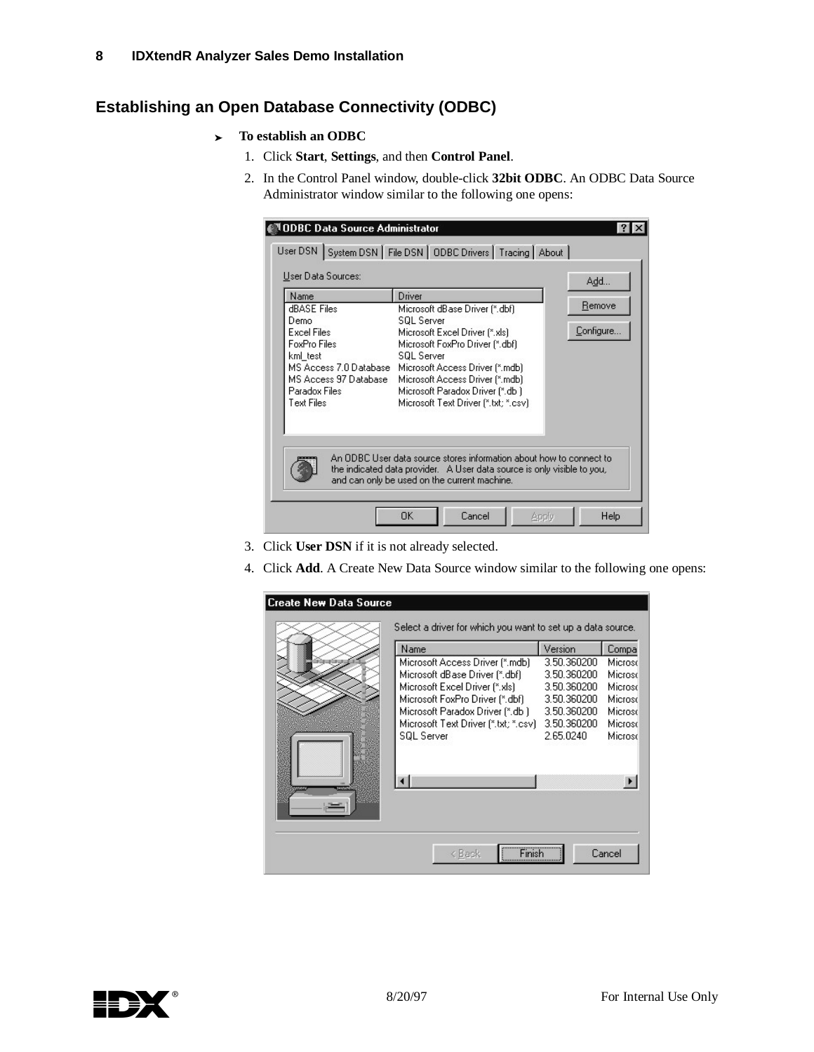## Establishing an Open Database Connectivity (ODBC)

➤ **To establish an ODBC**

1. Click **Start**, **Settings**, and then **Control Panel**.
2. In the Control Panel window, double-click **32bit ODBC**. An ODBC Data Source Administrator window similar to the following one opens:
3. Click **User DSN** if it is not already selected.
4. Click **Add**. A Create New Data Source window similar to the following one opens: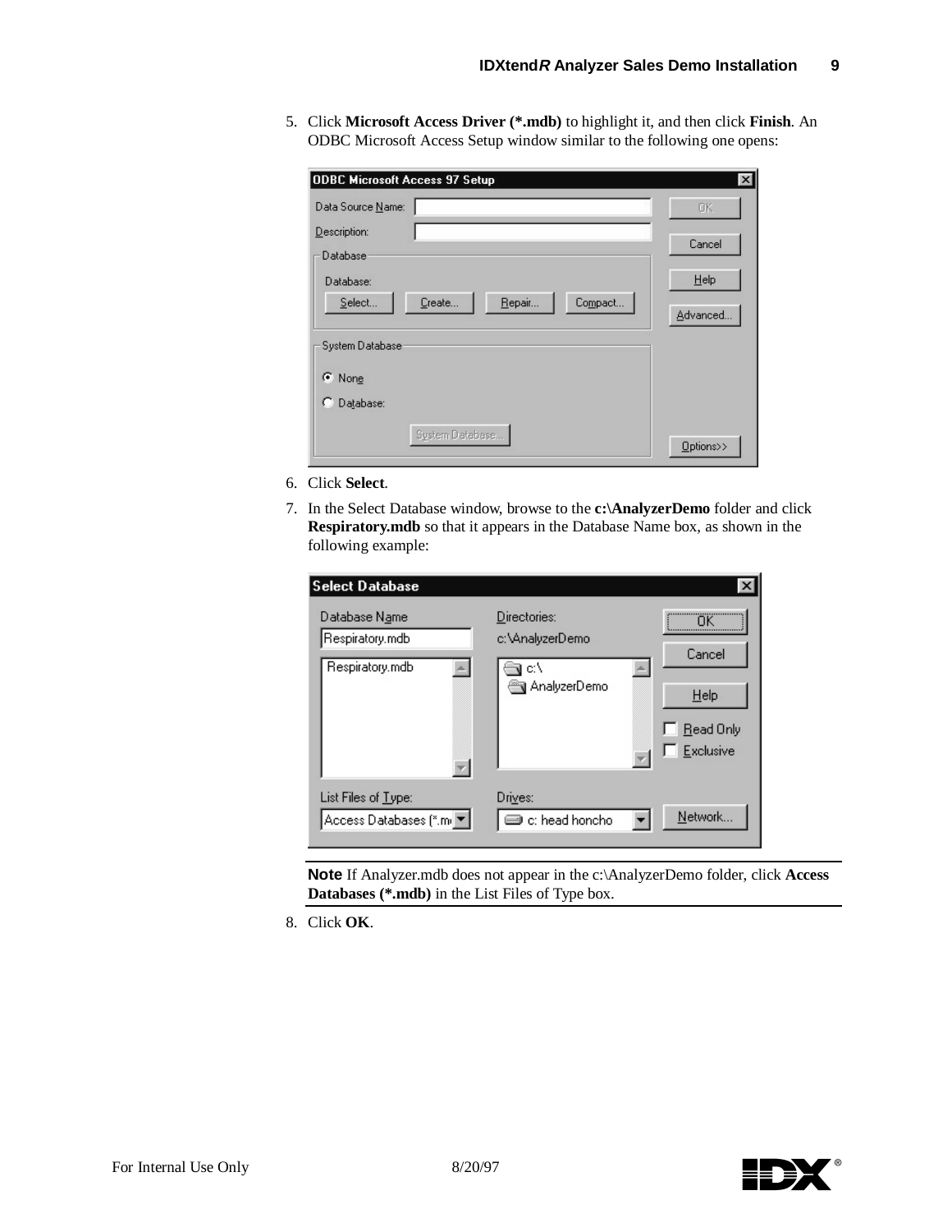5. Click **Microsoft Access Driver (*.mdb)** to highlight it, and then click **Finish**. An ODBC Microsoft Access Setup window similar to the following one opens:

6. Click **Select**.
7. In the Select Database window, browse to the **c:\AnalyzerDemo** folder and click **Respiratory.mdb** so that it appears in the Database Name box, as shown in the following example:

**Note** If Analyzer.mdb does not appear in the c:\AnalyzerDemo folder, click **Access Databases (*.mdb)** in the List Files of Type box.

8. Click **OK**.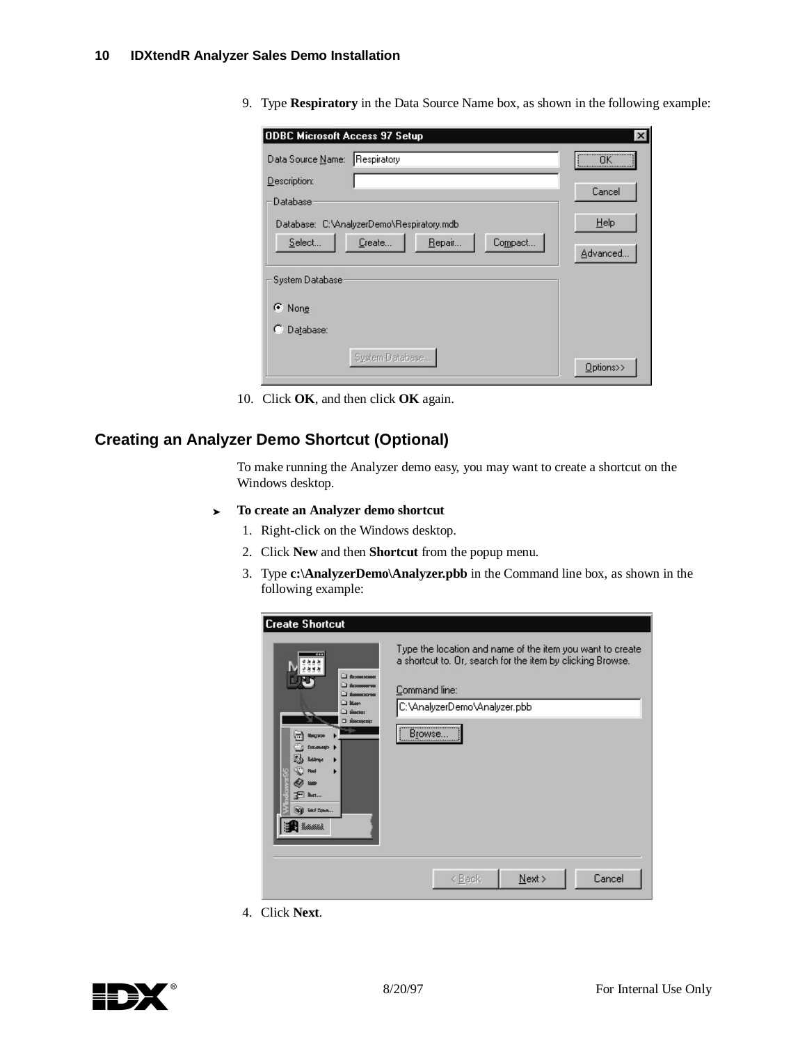9. Type **Respiratory** in the Data Source Name box, as shown in the following example:

10. Click **OK**, and then click **OK** again.

## Creating an Analyzer Demo Shortcut (Optional)

To make running the Analyzer demo easy, you may want to create a shortcut on the Windows desktop.

➤ **To create an Analyzer demo shortcut**

1. Right-click on the Windows desktop.
2. Click **New** and then **Shortcut** from the popup menu.
3. Type **c:\AnalyzerDemo\Analyzer.pbb** in the Command line box, as shown in the following example:

4. Click **Next**.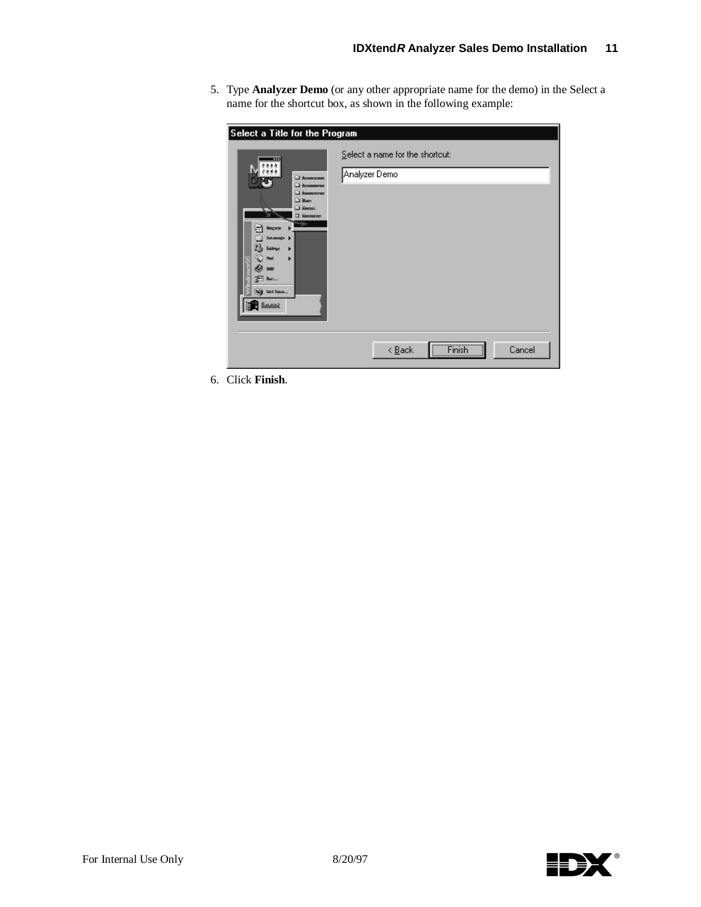5. Type **Analyzer Demo** (or any other appropriate name for the demo) in the Select a name for the shortcut box, as shown in the following example:

6. Click **Finish**.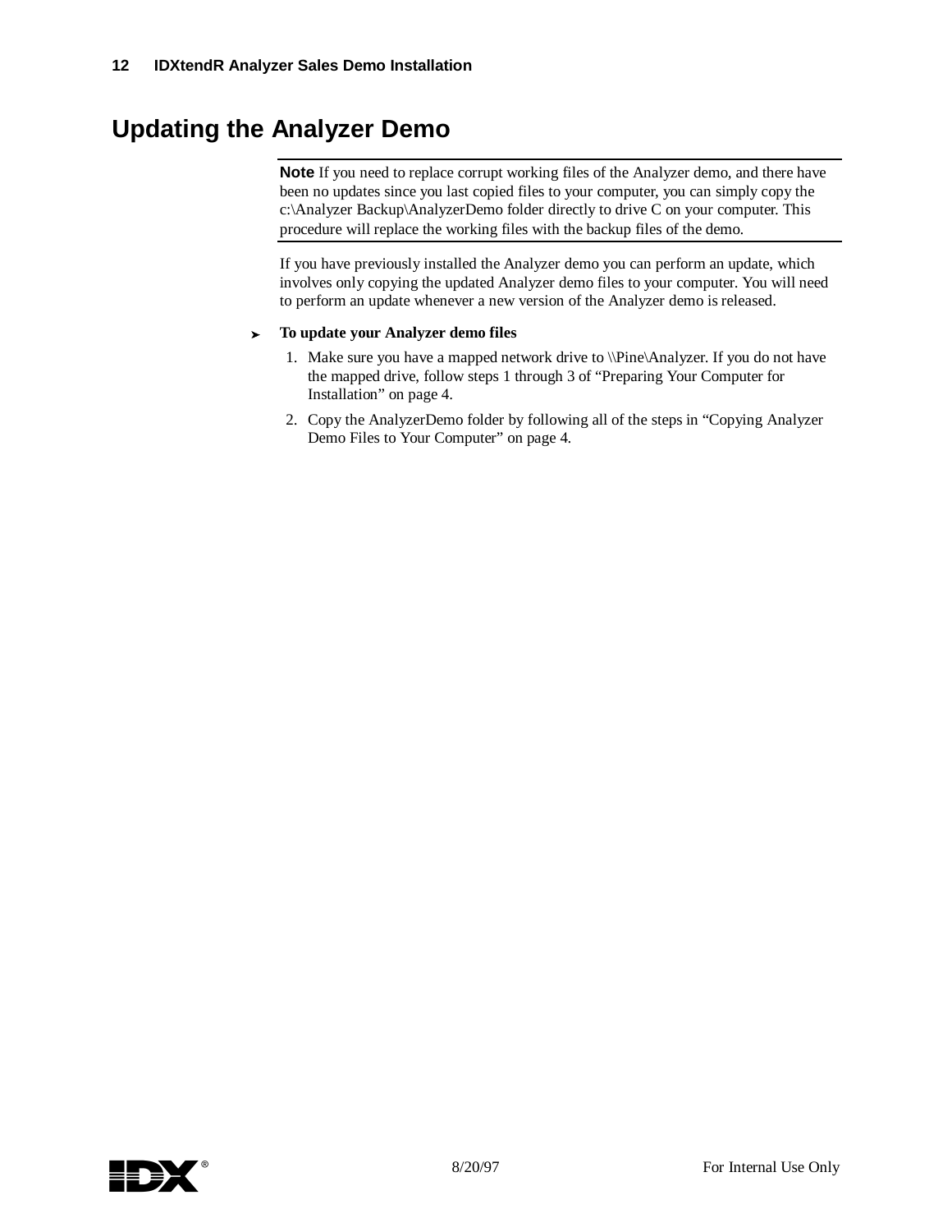# Updating the Analyzer Demo

**Note** If you need to replace corrupt working files of the Analyzer demo, and there have been no updates since you last copied files to your computer, you can simply copy the c:\Analyzer Backup\AnalyzerDemo folder directly to drive C on your computer. This procedure will replace the working files with the backup files of the demo.

If you have previously installed the Analyzer demo you can perform an update, which involves only copying the updated Analyzer demo files to your computer. You will need to perform an update whenever a new version of the Analyzer demo is released.

➤ **To update your Analyzer demo files**

1. Make sure you have a mapped network drive to \\Pine\Analyzer. If you do not have the mapped drive, follow steps 1 through 3 of “Preparing Your Computer for Installation” on page 4.
2. Copy the AnalyzerDemo folder by following all of the steps in “Copying Analyzer Demo Files to Your Computer” on page 4.